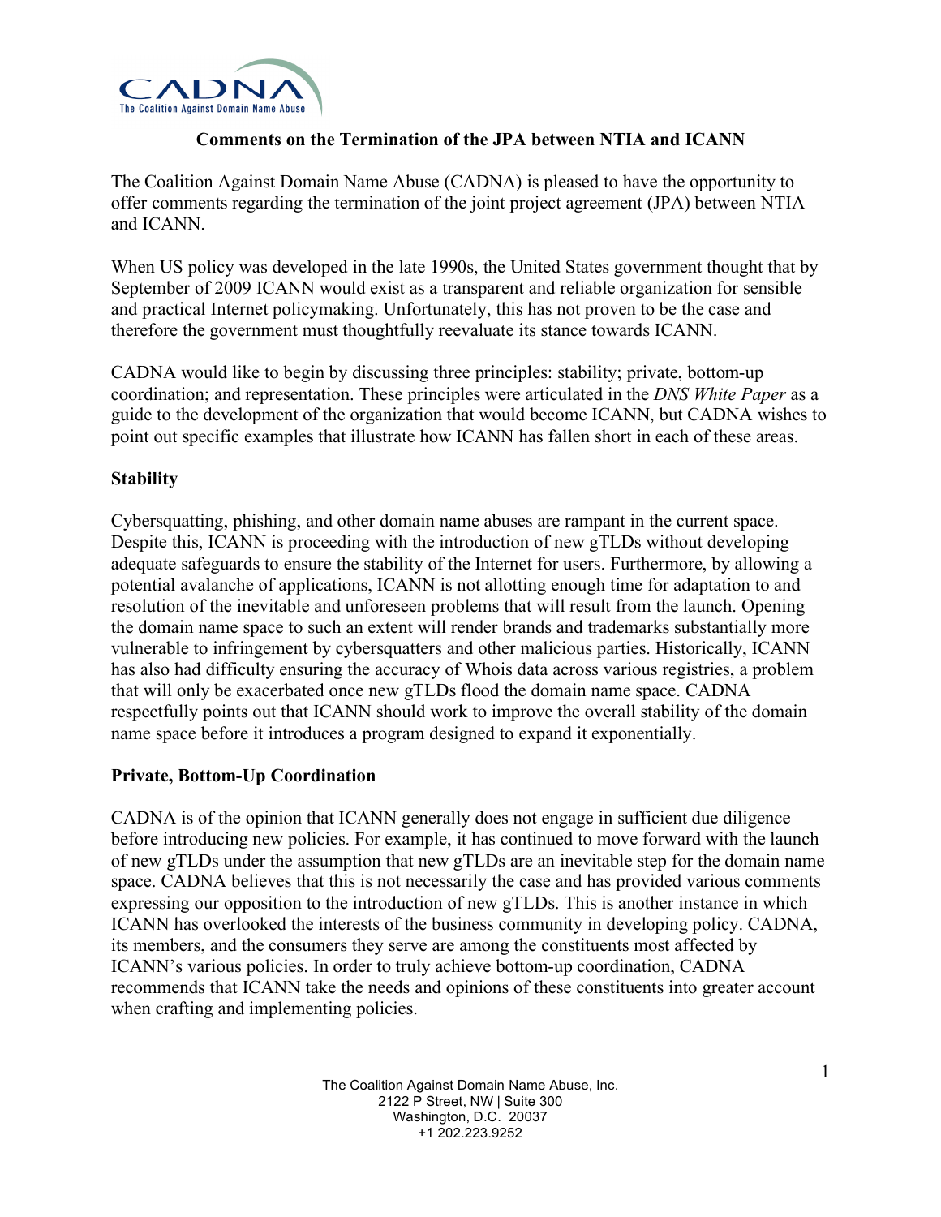# Comments on the Termination of the JPA between NTIA and ICANN

The Coalition Against Domain Name Abuse (CADNA) is pleased to have the opportunity to offer comments regarding the termination of the joint project agreement (JPA) between NTIA and ICANN.

When US policy was developed in the late 1990s, the United States government thought that by September of 2009 ICANN would exist as a transparent and reliable organization for sensible and practical Internet policymaking. Unfortunately, this has not proven to be the case and therefore the government must thoughtfully reevaluate its stance towards ICANN.

CADNA would like to begin by discussing three principles: stability; private, bottom-up coordination; and representation. These principles were articulated in the *DNS White Paper* as a guide to the development of the organization that would become ICANN, but CADNA wishes to point out specific examples that illustrate how ICANN has fallen short in each of these areas.

## Stability

Cybersquatting, phishing, and other domain name abuses are rampant in the current space. Despite this, ICANN is proceeding with the introduction of new gTLDs without developing adequate safeguards to ensure the stability of the Internet for users. Furthermore, by allowing a potential avalanche of applications, ICANN is not allotting enough time for adaptation to and resolution of the inevitable and unforeseen problems that will result from the launch. Opening the domain name space to such an extent will render brands and trademarks substantially more vulnerable to infringement by cybersquatters and other malicious parties. Historically, ICANN has also had difficulty ensuring the accuracy of Whois data across various registries, a problem that will only be exacerbated once new gTLDs flood the domain name space. CADNA respectfully points out that ICANN should work to improve the overall stability of the domain name space before it introduces a program designed to expand it exponentially.

## Private, Bottom-Up Coordination

CADNA is of the opinion that ICANN generally does not engage in sufficient due diligence before introducing new policies. For example, it has continued to move forward with the launch of new gTLDs under the assumption that new gTLDs are an inevitable step for the domain name space. CADNA believes that this is not necessarily the case and has provided various comments expressing our opposition to the introduction of new gTLDs. This is another instance in which ICANN has overlooked the interests of the business community in developing policy. CADNA, its members, and the consumers they serve are among the constituents most affected by ICANN's various policies. In order to truly achieve bottom-up coordination, CADNA recommends that ICANN take the needs and opinions of these constituents into greater account when crafting and implementing policies.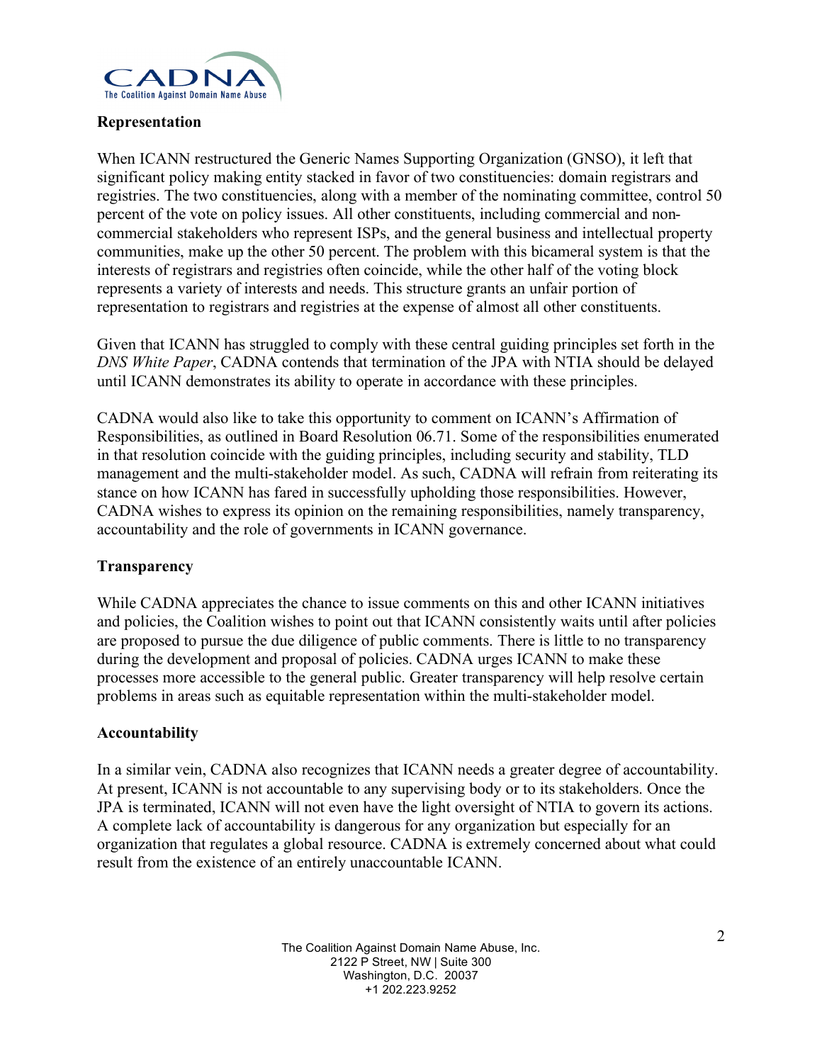**Representation**

When ICANN restructured the Generic Names Supporting Organization (GNSO), it left that significant policy making entity stacked in favor of two constituencies: domain registrars and registries. The two constituencies, along with a member of the nominating committee, control 50 percent of the vote on policy issues. All other constituents, including commercial and non-commercial stakeholders who represent ISPs, and the general business and intellectual property communities, make up the other 50 percent. The problem with this bicameral system is that the interests of registrars and registries often coincide, while the other half of the voting block represents a variety of interests and needs. This structure grants an unfair portion of representation to registrars and registries at the expense of almost all other constituents.

Given that ICANN has struggled to comply with these central guiding principles set forth in the *DNS White Paper*, CADNA contends that termination of the JPA with NTIA should be delayed until ICANN demonstrates its ability to operate in accordance with these principles.

CADNA would also like to take this opportunity to comment on ICANN's Affirmation of Responsibilities, as outlined in Board Resolution 06.71. Some of the responsibilities enumerated in that resolution coincide with the guiding principles, including security and stability, TLD management and the multi-stakeholder model. As such, CADNA will refrain from reiterating its stance on how ICANN has fared in successfully upholding those responsibilities. However, CADNA wishes to express its opinion on the remaining responsibilities, namely transparency, accountability and the role of governments in ICANN governance.

**Transparency**

While CADNA appreciates the chance to issue comments on this and other ICANN initiatives and policies, the Coalition wishes to point out that ICANN consistently waits until after policies are proposed to pursue the due diligence of public comments. There is little to no transparency during the development and proposal of policies. CADNA urges ICANN to make these processes more accessible to the general public. Greater transparency will help resolve certain problems in areas such as equitable representation within the multi-stakeholder model.

**Accountability**

In a similar vein, CADNA also recognizes that ICANN needs a greater degree of accountability. At present, ICANN is not accountable to any supervising body or to its stakeholders. Once the JPA is terminated, ICANN will not even have the light oversight of NTIA to govern its actions. A complete lack of accountability is dangerous for any organization but especially for an organization that regulates a global resource. CADNA is extremely concerned about what could result from the existence of an entirely unaccountable ICANN.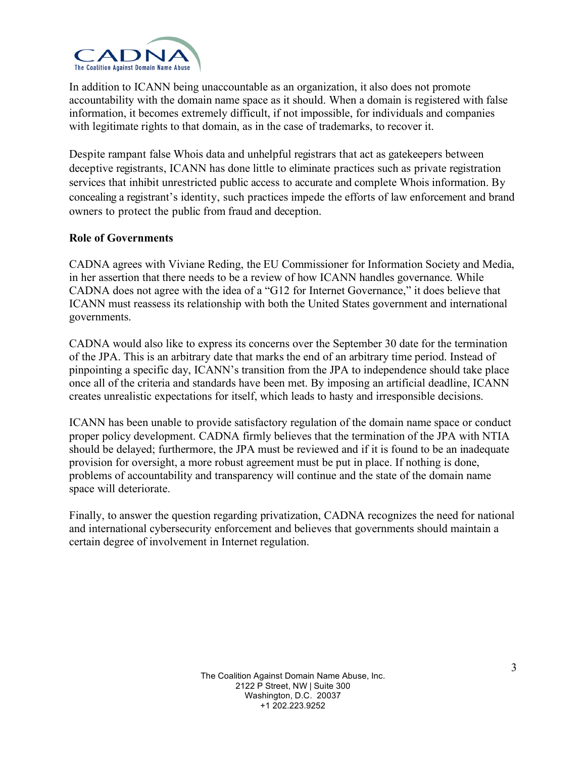In addition to ICANN being unaccountable as an organization, it also does not promote accountability with the domain name space as it should. When a domain is registered with false information, it becomes extremely difficult, if not impossible, for individuals and companies with legitimate rights to that domain, as in the case of trademarks, to recover it.

Despite rampant false Whois data and unhelpful registrars that act as gatekeepers between deceptive registrants, ICANN has done little to eliminate practices such as private registration services that inhibit unrestricted public access to accurate and complete Whois information. By concealing a registrant's identity, such practices impede the efforts of law enforcement and brand owners to protect the public from fraud and deception.

**Role of Governments**

CADNA agrees with Viviane Reding, the EU Commissioner for Information Society and Media, in her assertion that there needs to be a review of how ICANN handles governance. While CADNA does not agree with the idea of a "G12 for Internet Governance," it does believe that ICANN must reassess its relationship with both the United States government and international governments.

CADNA would also like to express its concerns over the September 30 date for the termination of the JPA. This is an arbitrary date that marks the end of an arbitrary time period. Instead of pinpointing a specific day, ICANN's transition from the JPA to independence should take place once all of the criteria and standards have been met. By imposing an artificial deadline, ICANN creates unrealistic expectations for itself, which leads to hasty and irresponsible decisions.

ICANN has been unable to provide satisfactory regulation of the domain name space or conduct proper policy development. CADNA firmly believes that the termination of the JPA with NTIA should be delayed; furthermore, the JPA must be reviewed and if it is found to be an inadequate provision for oversight, a more robust agreement must be put in place. If nothing is done, problems of accountability and transparency will continue and the state of the domain name space will deteriorate.

Finally, to answer the question regarding privatization, CADNA recognizes the need for national and international cybersecurity enforcement and believes that governments should maintain a certain degree of involvement in Internet regulation.